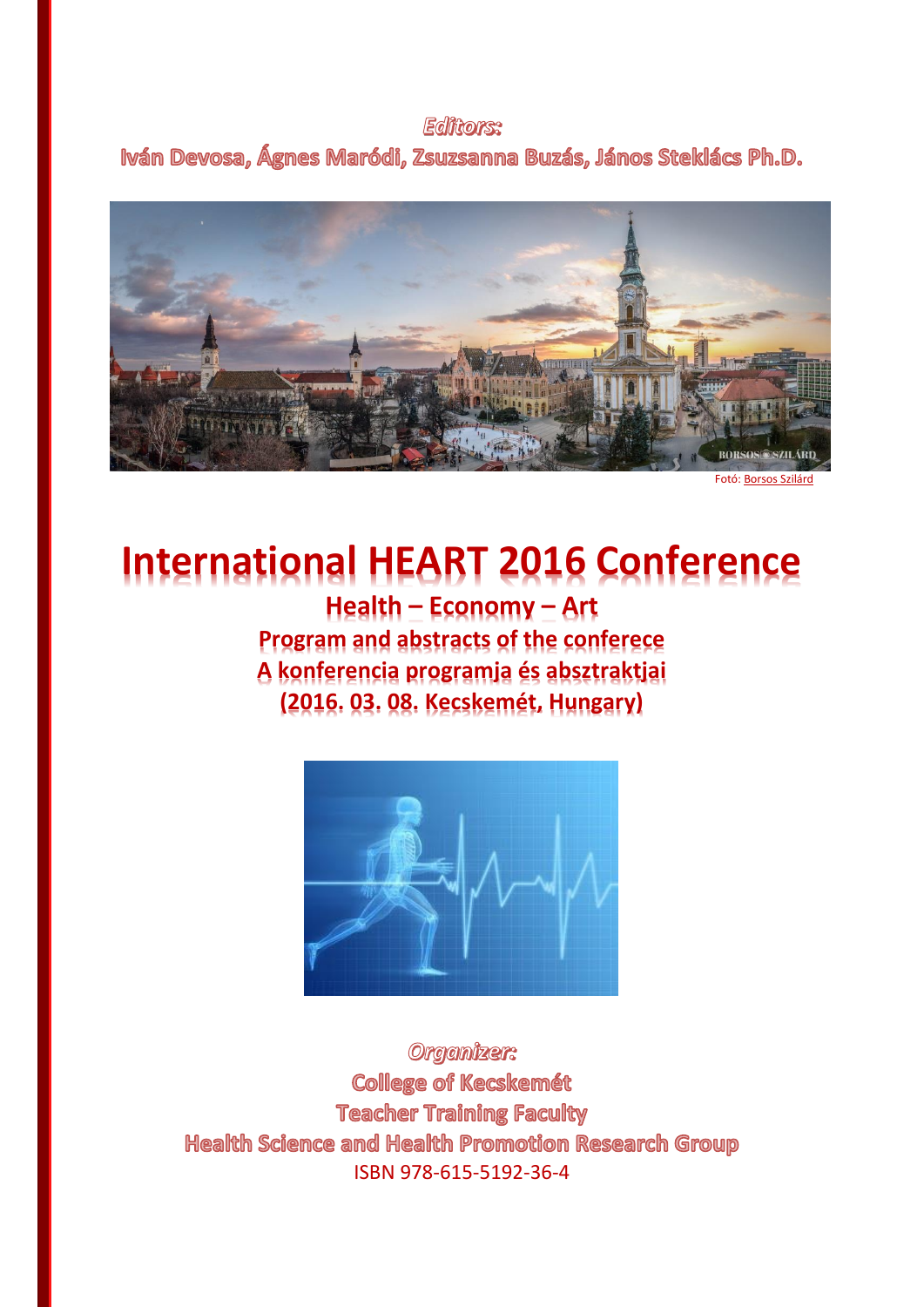*Editors:*

**Iván Devosa, Ágnes Maródi, Zsuzsanna Buzás, János Steklács Ph.D.**

Fotó: Borsos Szilárd

# International HEART 2016 Conference

## Health – Economy – Art

**Program and abstracts of the conferece**

**A konferencia programja és absztraktjai**

**(2016. 03. 08. Kecskemét, Hungary)**

*Organizer:*

**College of Kecskemét**

**Teacher Training Faculty**

**Health Science and Health Promotion Research Group**

ISBN 978-615-5192-36-4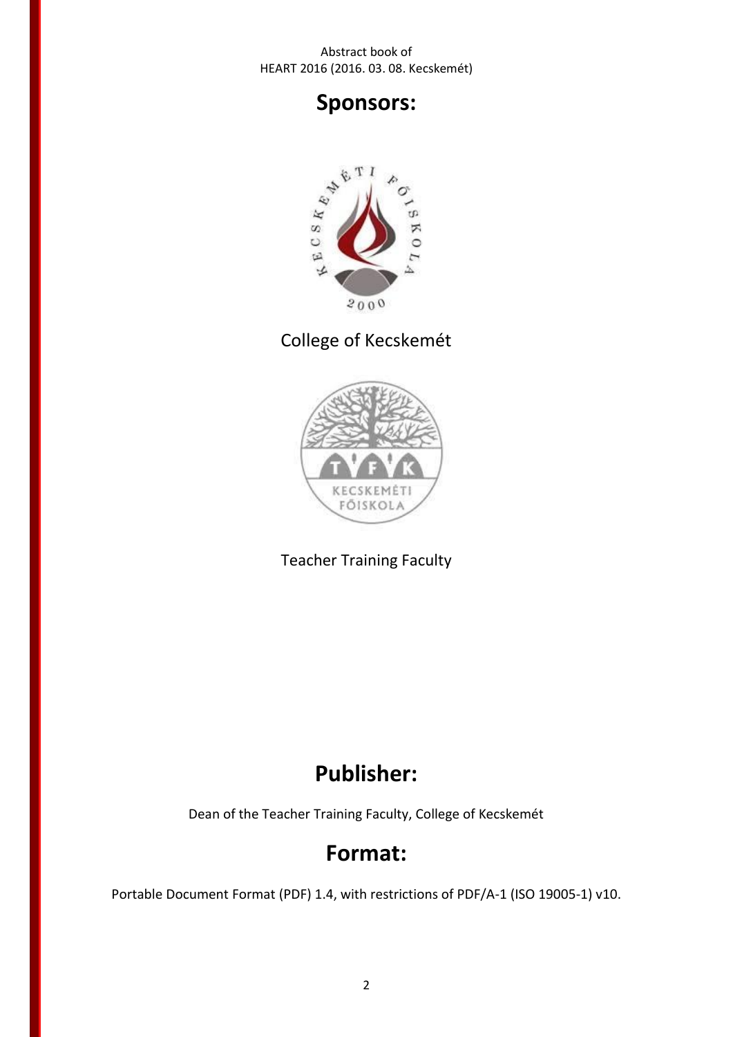## Sponsors:

College of Kecskemét

Teacher Training Faculty

## Publisher:

Dean of the Teacher Training Faculty, College of Kecskemét

## Format:

Portable Document Format (PDF) 1.4, with restrictions of PDF/A-1 (ISO 19005-1) v10.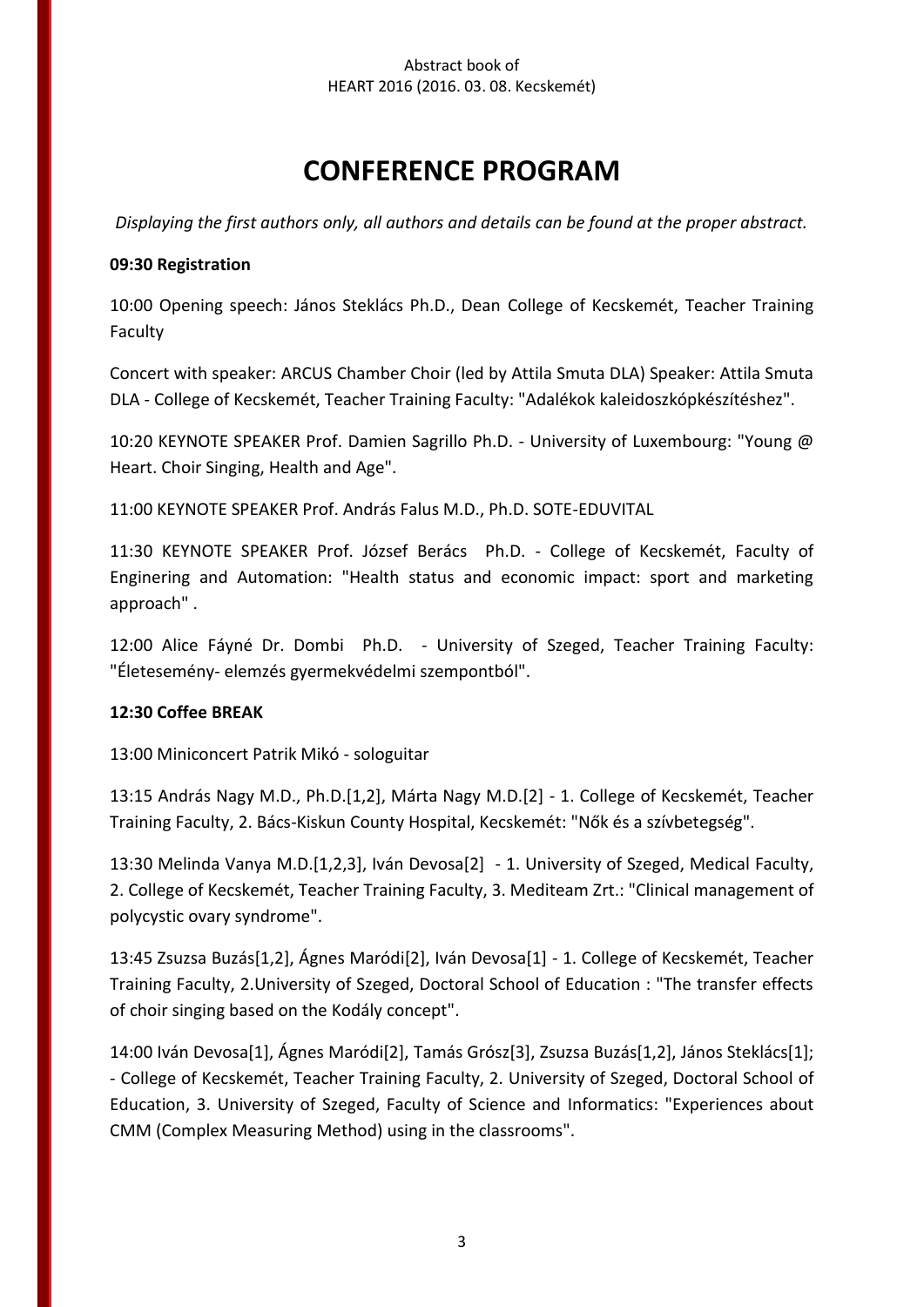# CONFERENCE PROGRAM

*Displaying the first authors only, all authors and details can be found at the proper abstract.*

**09:30 Registration**

10:00 Opening speech: János Steklács Ph.D., Dean College of Kecskemét, Teacher Training Faculty

Concert with speaker: ARCUS Chamber Choir (led by Attila Smuta DLA) Speaker: Attila Smuta DLA - College of Kecskemét, Teacher Training Faculty: "Adalékok kaleidoszkópkészítéshez".

10:20 KEYNOTE SPEAKER Prof. Damien Sagrillo Ph.D. - University of Luxembourg: "Young @ Heart. Choir Singing, Health and Age".

11:00 KEYNOTE SPEAKER Prof. András Falus M.D., Ph.D. SOTE-EDUVITAL

11:30 KEYNOTE SPEAKER Prof. József Berács Ph.D. - College of Kecskemét, Faculty of Enginering and Automation: "Health status and economic impact: sport and marketing approach" .

12:00 Alice Fáyné Dr. Dombi Ph.D. - University of Szeged, Teacher Training Faculty: "Életesemény- elemzés gyermekvédelmi szempontból".

**12:30 Coffee BREAK**

13:00 Miniconcert Patrik Mikó - sologuitar

13:15 András Nagy M.D., Ph.D.[1,2], Márta Nagy M.D.[2] - 1. College of Kecskemét, Teacher Training Faculty, 2. Bács-Kiskun County Hospital, Kecskemét: "Nők és a szívbetegség".

13:30 Melinda Vanya M.D.[1,2,3], Iván Devosa[2] - 1. University of Szeged, Medical Faculty, 2. College of Kecskemét, Teacher Training Faculty, 3. Mediteam Zrt.: "Clinical management of polycystic ovary syndrome".

13:45 Zsuzsa Buzás[1,2], Ágnes Maródi[2], Iván Devosa[1] - 1. College of Kecskemét, Teacher Training Faculty, 2.University of Szeged, Doctoral School of Education : "The transfer effects of choir singing based on the Kodály concept".

14:00 Iván Devosa[1], Ágnes Maródi[2], Tamás Grósz[3], Zsuzsa Buzás[1,2], János Steklács[1]; - College of Kecskemét, Teacher Training Faculty, 2. University of Szeged, Doctoral School of Education, 3. University of Szeged, Faculty of Science and Informatics: "Experiences about CMM (Complex Measuring Method) using in the classrooms".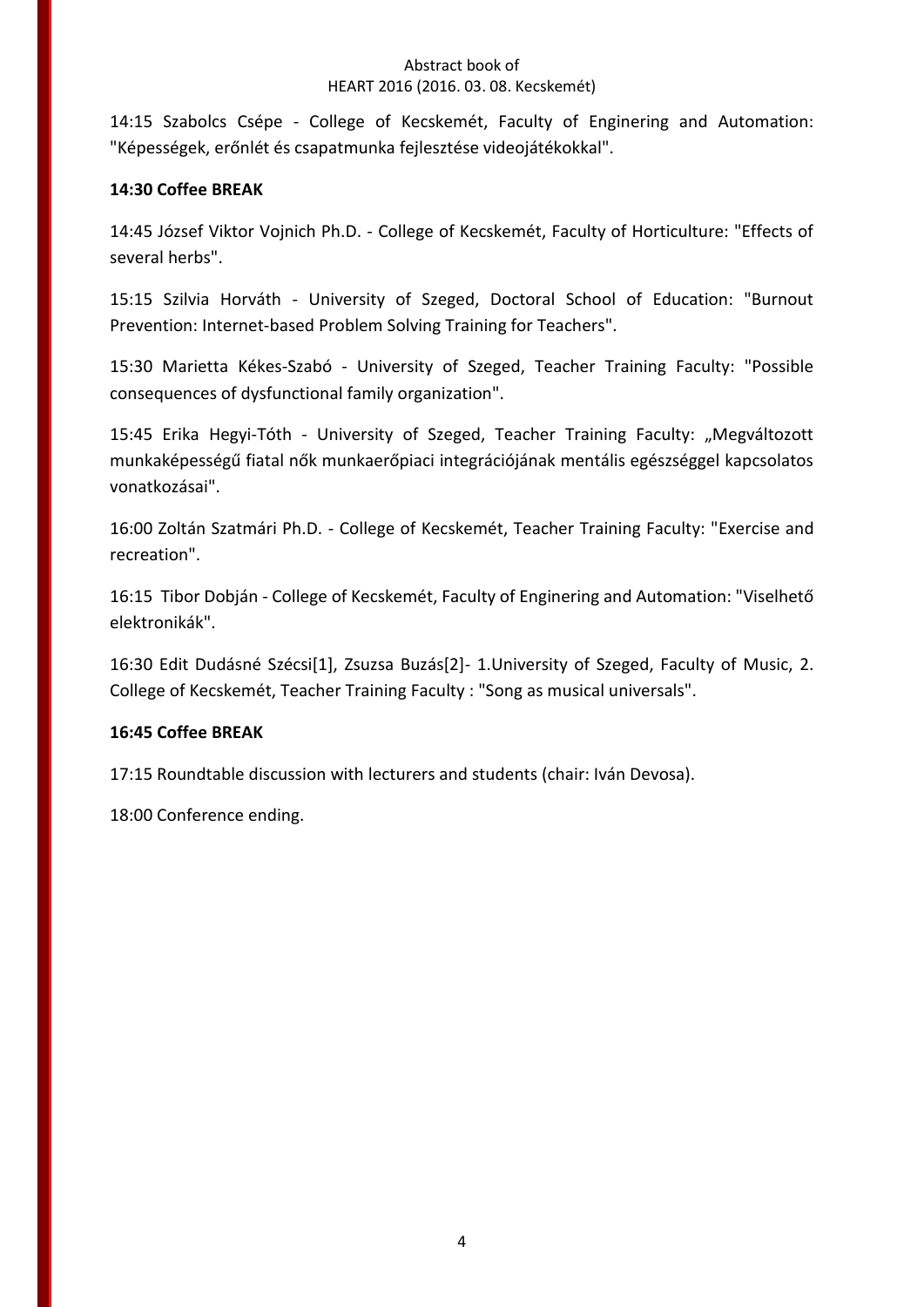14:15 Szabolcs Csépe - College of Kecskemét, Faculty of Enginering and Automation: "Képességek, erőnlét és csapatmunka fejlesztése videojátékokkal".

**14:30 Coffee BREAK**

14:45 József Viktor Vojnich Ph.D. - College of Kecskemét, Faculty of Horticulture: "Effects of several herbs".

15:15 Szilvia Horváth - University of Szeged, Doctoral School of Education: "Burnout Prevention: Internet-based Problem Solving Training for Teachers".

15:30 Marietta Kékes-Szabó - University of Szeged, Teacher Training Faculty: "Possible consequences of dysfunctional family organization".

15:45 Erika Hegyi-Tóth - University of Szeged, Teacher Training Faculty: „Megváltozott munkaképességű fiatal nők munkaerőpiaci integrációjának mentális egészséggel kapcsolatos vonatkozásai".

16:00 Zoltán Szatmári Ph.D. - College of Kecskemét, Teacher Training Faculty: "Exercise and recreation".

16:15 Tibor Dobján - College of Kecskemét, Faculty of Enginering and Automation: "Viselhető elektronikák".

16:30 Edit Dudásné Szécsi[1], Zsuzsa Buzás[2]- 1.University of Szeged, Faculty of Music, 2. College of Kecskemét, Teacher Training Faculty : "Song as musical universals".

**16:45 Coffee BREAK**

17:15 Roundtable discussion with lecturers and students (chair: Iván Devosa).

18:00 Conference ending.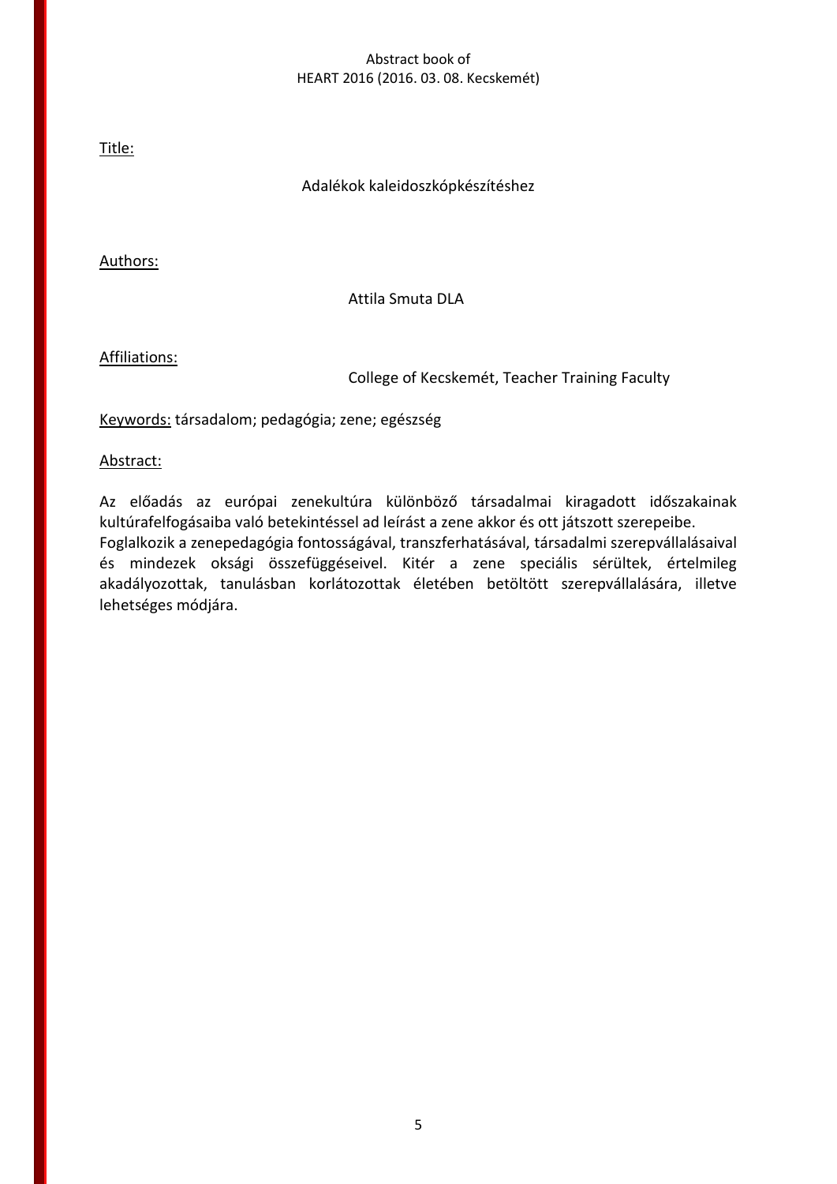Title:

Adalékok kaleidoszkópkészítéshez

Authors:

Attila Smuta DLA

Affiliations:

College of Kecskemét, Teacher Training Faculty

Keywords: társadalom; pedagógia; zene; egészség

Abstract:

Az előadás az európai zenekultúra különböző társadalmai kiragadott időszakainak kultúrafelfogásaiba való betekintéssel ad leírást a zene akkor és ott játszott szerepeibe. Foglalkozik a zenepedagógia fontosságával, transzferhatásával, társadalmi szerepvállalásaival és mindezek oksági összefüggéseivel. Kitér a zene speciális sérültek, értelmileg akadályozottak, tanulásban korlátozottak életében betöltött szerepvállalására, illetve lehetséges módjára.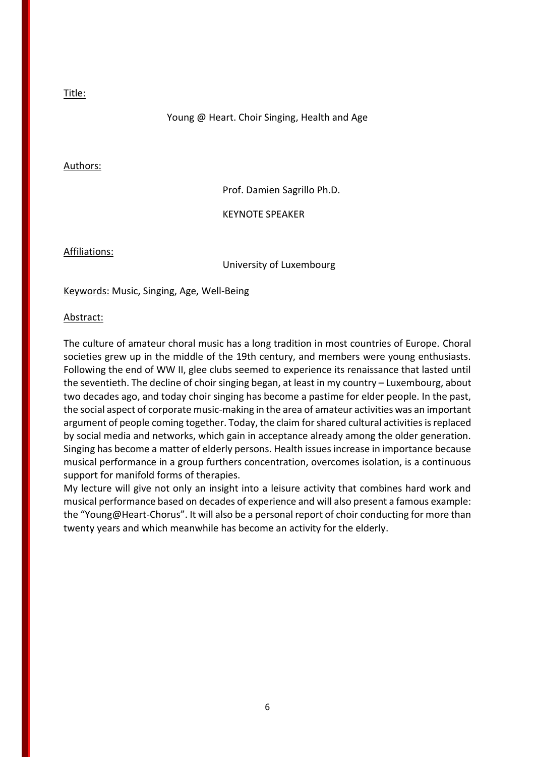Title:

Young @ Heart. Choir Singing, Health and Age

Authors:

Prof. Damien Sagrillo Ph.D.

KEYNOTE SPEAKER

Affiliations:

University of Luxembourg

Keywords: Music, Singing, Age, Well-Being

Abstract:

The culture of amateur choral music has a long tradition in most countries of Europe. Choral societies grew up in the middle of the 19th century, and members were young enthusiasts. Following the end of WW II, glee clubs seemed to experience its renaissance that lasted until the seventieth. The decline of choir singing began, at least in my country – Luxembourg, about two decades ago, and today choir singing has become a pastime for elder people. In the past, the social aspect of corporate music-making in the area of amateur activities was an important argument of people coming together. Today, the claim for shared cultural activities is replaced by social media and networks, which gain in acceptance already among the older generation. Singing has become a matter of elderly persons. Health issues increase in importance because musical performance in a group furthers concentration, overcomes isolation, is a continuous support for manifold forms of therapies.

My lecture will give not only an insight into a leisure activity that combines hard work and musical performance based on decades of experience and will also present a famous example: the "Young@Heart-Chorus". It will also be a personal report of choir conducting for more than twenty years and which meanwhile has become an activity for the elderly.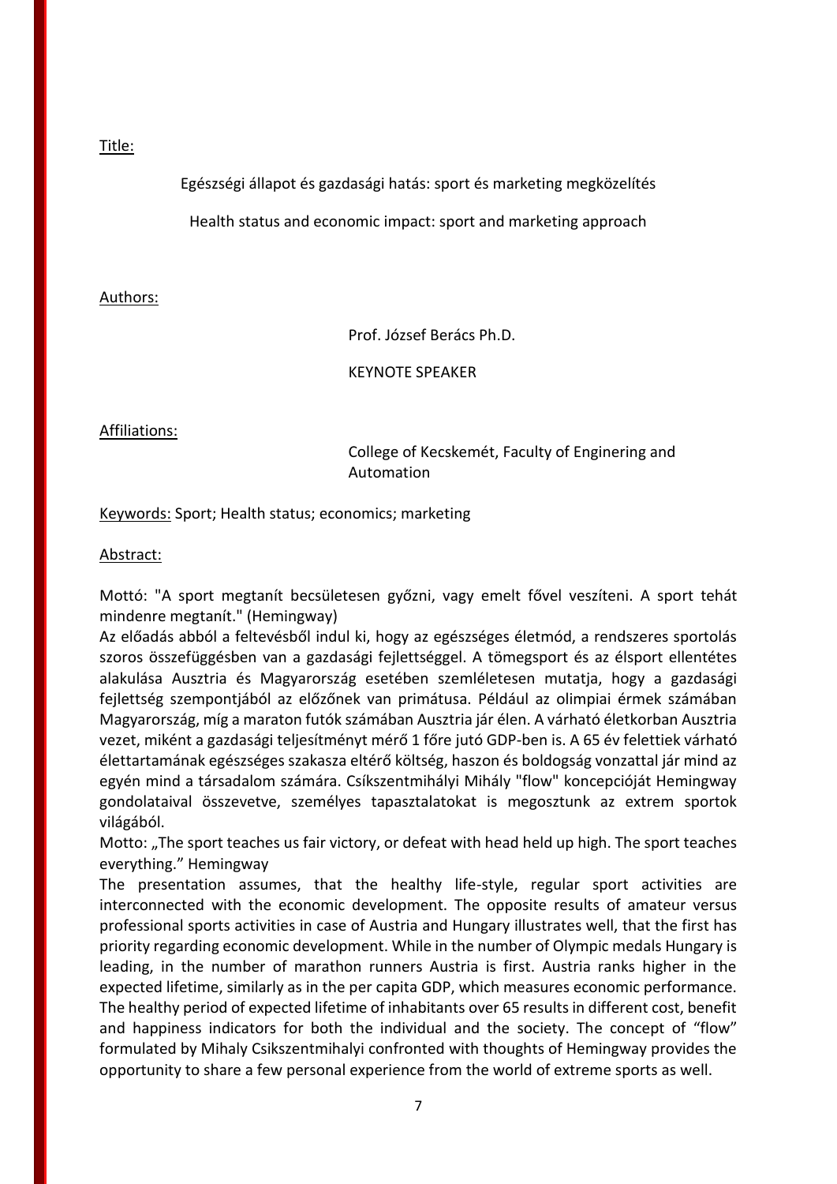<u>Title:</u>

Egészségi állapot és gazdasági hatás: sport és marketing megközelítés

Health status and economic impact: sport and marketing approach

<u>Authors:</u>

Prof. József Berács Ph.D.

KEYNOTE SPEAKER

<u>Affiliations:</u>

College of Kecskemét, Faculty of Enginering and Automation

<u>Keywords:</u> Sport; Health status; economics; marketing

<u>Abstract:</u>

Mottó: "A sport megtanít becsületesen győzni, vagy emelt fővel veszíteni. A sport tehát mindenre megtanít." (Hemingway)
Az előadás abból a feltevésből indul ki, hogy az egészséges életmód, a rendszeres sportolás szoros összefüggésben van a gazdasági fejlettséggel. A tömegsport és az élsport ellentétes alakulása Ausztria és Magyarország esetében szemléletesen mutatja, hogy a gazdasági fejlettség szempontjából az előzőnek van primátusa. Például az olimpiai érmek számában Magyarország, míg a maraton futók számában Ausztria jár élen. A várható életkorban Ausztria vezet, miként a gazdasági teljesítményt mérő 1 főre jutó GDP-ben is. A 65 év felettiek várható élettartamának egészséges szakasza eltérő költség, haszon és boldogság vonzattal jár mind az egyén mind a társadalom számára. Csíkszentmihályi Mihály "flow" koncepcióját Hemingway gondolataival összevetve, személyes tapasztalatokat is megosztunk az extrem sportok világából.
Motto: „The sport teaches us fair victory, or defeat with head held up high. The sport teaches everything." Hemingway
The presentation assumes, that the healthy life-style, regular sport activities are interconnected with the economic development. The opposite results of amateur versus professional sports activities in case of Austria and Hungary illustrates well, that the first has priority regarding economic development. While in the number of Olympic medals Hungary is leading, in the number of marathon runners Austria is first. Austria ranks higher in the expected lifetime, similarly as in the per capita GDP, which measures economic performance. The healthy period of expected lifetime of inhabitants over 65 results in different cost, benefit and happiness indicators for both the individual and the society. The concept of "flow" formulated by Mihaly Csikszentmihalyi confronted with thoughts of Hemingway provides the opportunity to share a few personal experience from the world of extreme sports as well.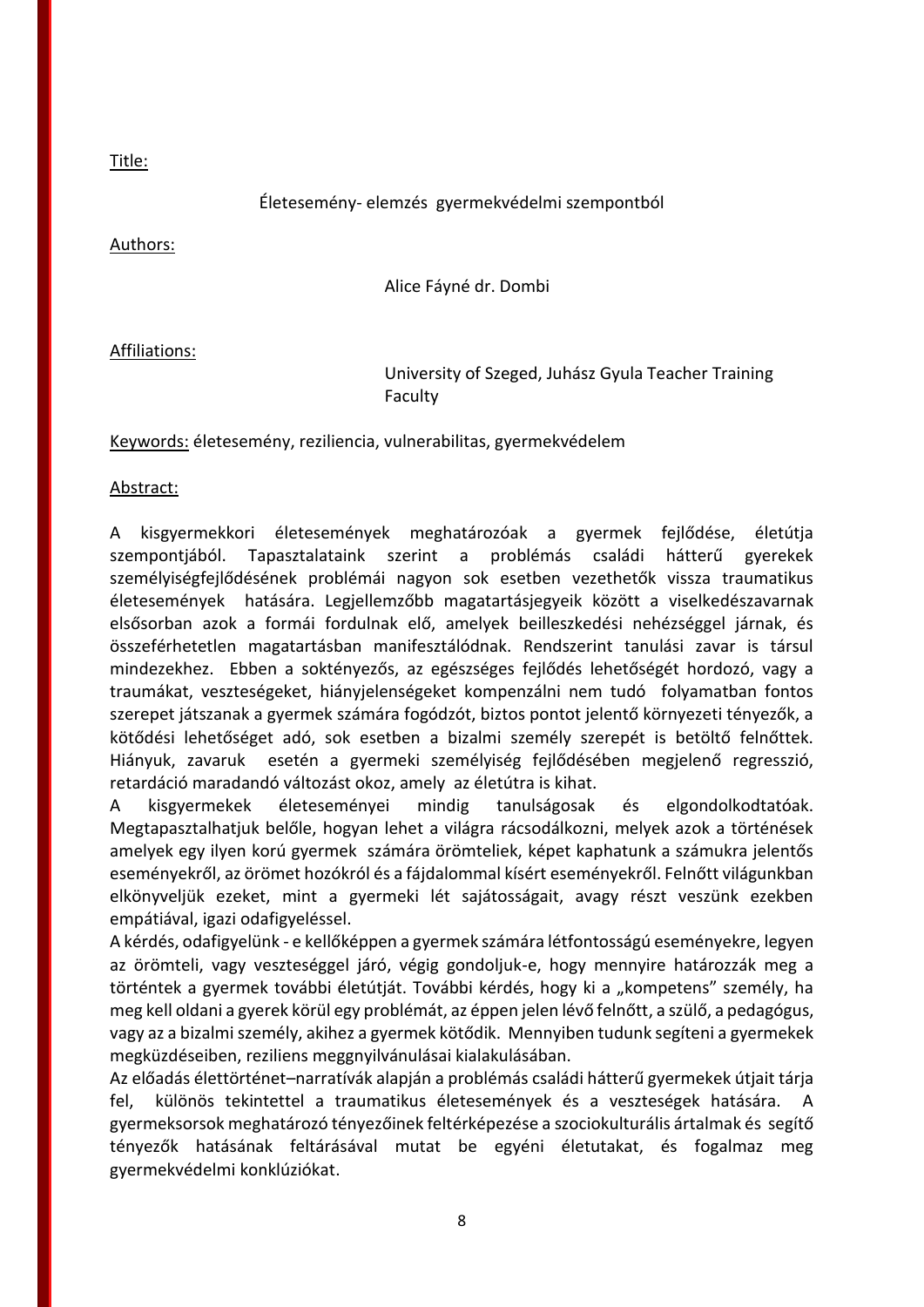Title:

Életesemény- elemzés gyermekvédelmi szempontból

Authors:

Alice Fáyné dr. Dombi

Affiliations:

University of Szeged, Juhász Gyula Teacher Training Faculty

Keywords: életesemény, reziliencia, vulnerabilitas, gyermekvédelem

Abstract:

A kisgyermekkori életesemények meghatározóak a gyermek fejlődése, életútja szempontjából. Tapasztalataink szerint a problémás családi hátterű gyerekek személyiségfejlődésének problémái nagyon sok esetben vezethetők vissza traumatikus életesemények hatására. Legjellemzőbb magatartásjegyeik között a viselkedészavarnak elsősorban azok a formái fordulnak elő, amelyek beilleszkedési nehézséggel járnak, és összeférhetetlen magatartásban manifesztálódnak. Rendszerint tanulási zavar is társul mindezekhez. Ebben a soktényezős, az egészséges fejlődés lehetőségét hordozó, vagy a traumákat, veszteségeket, hiányjelenségeket kompenzálni nem tudó folyamatban fontos szerepet játszanak a gyermek számára fogódzót, biztos pontot jelentő környezeti tényezők, a kötődési lehetőséget adó, sok esetben a bizalmi személy szerepét is betöltő felnőttek. Hiányuk, zavaruk esetén a gyermeki személyiség fejlődésében megjelenő regresszió, retardáció maradandó változást okoz, amely az életútra is kihat.

A kisgyermekek életeseményei mindig tanulságosak és elgondolkodtatóak. Megtapasztalhatjuk belőle, hogyan lehet a világra rácsodálkozni, melyek azok a történések amelyek egy ilyen korú gyermek számára örömteliek, képet kaphatunk a számukra jelentős eseményekről, az örömet hozókról és a fájdalommal kísért eseményekről. Felnőtt világunkban elkönyveljük ezeket, mint a gyermeki lét sajátosságait, avagy részt veszünk ezekben empátiával, igazi odafigyeléssel.

A kérdés, odafigyelünk - e kellőképpen a gyermek számára létfontosságú eseményekre, legyen az örömteli, vagy veszteséggel járó, végig gondoljuk-e, hogy mennyire határozzák meg a történtek a gyermek további életútját. További kérdés, hogy ki a „kompetens" személy, ha meg kell oldani a gyerek körül egy problémát, az éppen jelen lévő felnőtt, a szülő, a pedagógus, vagy az a bizalmi személy, akihez a gyermek kötődik. Mennyiben tudunk segíteni a gyermekek megküzdéseiben, reziliens megnyilvánulásai kialakulásában.

Az előadás élettörténet–narratívák alapján a problémás családi hátterű gyermekek útjait tárja fel, különös tekintettel a traumatikus életesemények és a veszteségek hatására. A gyermeksorsok meghatározó tényezőinek feltérképezése a szociokulturális ártalmak és segítő tényezők hatásának feltárásával mutat be egyéni életutakat, és fogalmaz meg gyermekvédelmi konklúziókat.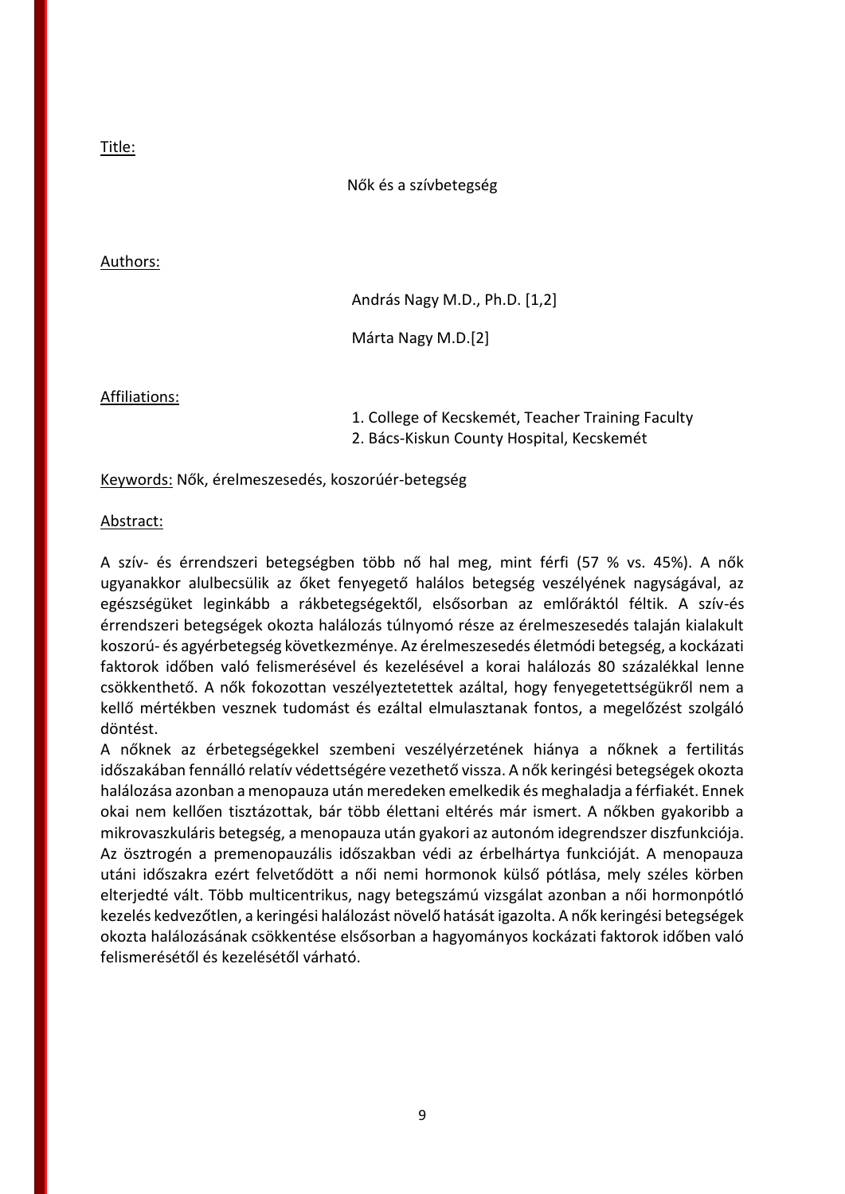Title:

Nők és a szívbetegség

Authors:

András Nagy M.D., Ph.D. [1,2]

Márta Nagy M.D.[2]

Affiliations:

1. College of Kecskemét, Teacher Training Faculty
2. Bács-Kiskun County Hospital, Kecskemét

Keywords: Nők, érelmeszesedés, koszorúér-betegség

Abstract:

A szív- és érrendszeri betegségben több nő hal meg, mint férfi (57 % vs. 45%). A nők ugyanakkor alulbecsülik az őket fenyegető halálos betegség veszélyének nagyságával, az egészségüket leginkább a rákbetegségektől, elsősorban az emlőráktól féltik. A szív-és érrendszeri betegségek okozta halálozás túlnyomó része az érelmeszesedés talaján kialakult koszorú- és agyérbetegség következménye. Az érelmeszesedés életmódi betegség, a kockázati faktorok időben való felismerésével és kezelésével a korai halálozás 80 százalékkal lenne csökkenthető. A nők fokozottan veszélyeztetettek azáltal, hogy fenyegetettségükről nem a kellő mértékben vesznek tudomást és ezáltal elmulasztanak fontos, a megelőzést szolgáló döntést.

A nőknek az érbetegségekkel szembeni veszélyérzetének hiánya a nőknek a fertilitás időszakában fennálló relatív védettségére vezethető vissza. A nők keringési betegségek okozta halálozása azonban a menopauza után meredeken emelkedik és meghaladja a férfiakét. Ennek okai nem kellően tisztázottak, bár több élettani eltérés már ismert. A nőkben gyakoribb a mikrovaszkuláris betegség, a menopauza után gyakori az autonóm idegrendszer diszfunkciója. Az ösztrogén a premenopauzális időszakban védi az érbelhártya funkcióját. A menopauza utáni időszakra ezért felvetődött a női nemi hormonok külső pótlása, mely széles körben elterjedté vált. Több multicentrikus, nagy betegszámú vizsgálat azonban a női hormonpótló kezelés kedvezőtlen, a keringési halálozást növelő hatását igazolta. A nők keringési betegségek okozta halálozásának csökkentése elsősorban a hagyományos kockázati faktorok időben való felismerésétől és kezelésétől várható.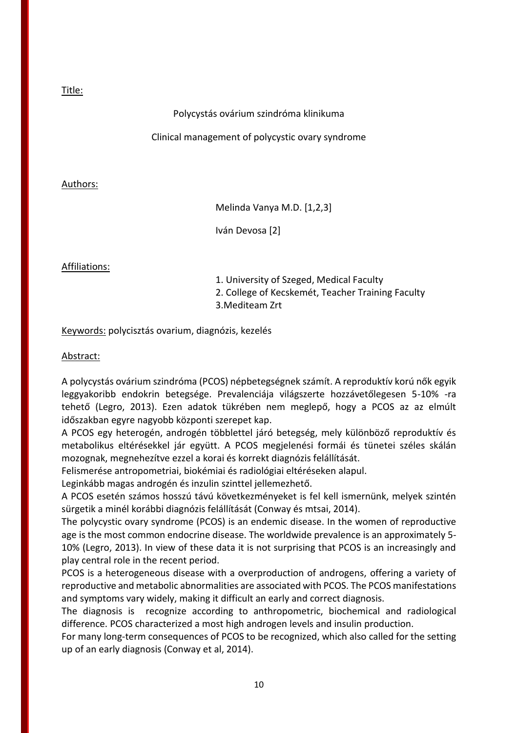Title:

Polycystás ovárium szindróma klinikuma

Clinical management of polycystic ovary syndrome

Authors:

Melinda Vanya M.D. [1,2,3]

Iván Devosa [2]

Affiliations:

1. University of Szeged, Medical Faculty
2. College of Kecskemét, Teacher Training Faculty
3. Mediteam Zrt

Keywords: polycisztás ovarium, diagnózis, kezelés

Abstract:

A polycystás ovárium szindróma (PCOS) népbetegségnek számít. A reproduktív korú nők egyik leggyakoribb endokrin betegsége. Prevalenciája világszerte hozzávetőlegesen 5-10% -ra tehető (Legro, 2013). Ezen adatok tükrében nem meglepő, hogy a PCOS az az elmúlt időszakban egyre nagyobb központi szerepet kap.

A PCOS egy heterogén, androgén többlettel járó betegség, mely különböző reproduktív és metabolikus eltérésekkel jár együtt. A PCOS megjelenési formái és tünetei széles skálán mozognak, megnehezítve ezzel a korai és korrekt diagnózis felállítását.

Felismerése antropometriai, biokémiai és radiológiai eltéréseken alapul.

Leginkább magas androgén és inzulin szinttel jellemezhető.

A PCOS esetén számos hosszú távú következményeket is fel kell ismernünk, melyek szintén sürgetik a minél korábbi diagnózis felállítását (Conway és mtsai, 2014).

The polycystic ovary syndrome (PCOS) is an endemic disease. In the women of reproductive age is the most common endocrine disease. The worldwide prevalence is an approximately 5-10% (Legro, 2013). In view of these data it is not surprising that PCOS is an increasingly and play central role in the recent period.

PCOS is a heterogeneous disease with a overproduction of androgens, offering a variety of reproductive and metabolic abnormalities are associated with PCOS. The PCOS manifestations and symptoms vary widely, making it difficult an early and correct diagnosis.

The diagnosis is recognize according to anthropometric, biochemical and radiological difference. PCOS characterized a most high androgen levels and insulin production.

For many long-term consequences of PCOS to be recognized, which also called for the setting up of an early diagnosis (Conway et al, 2014).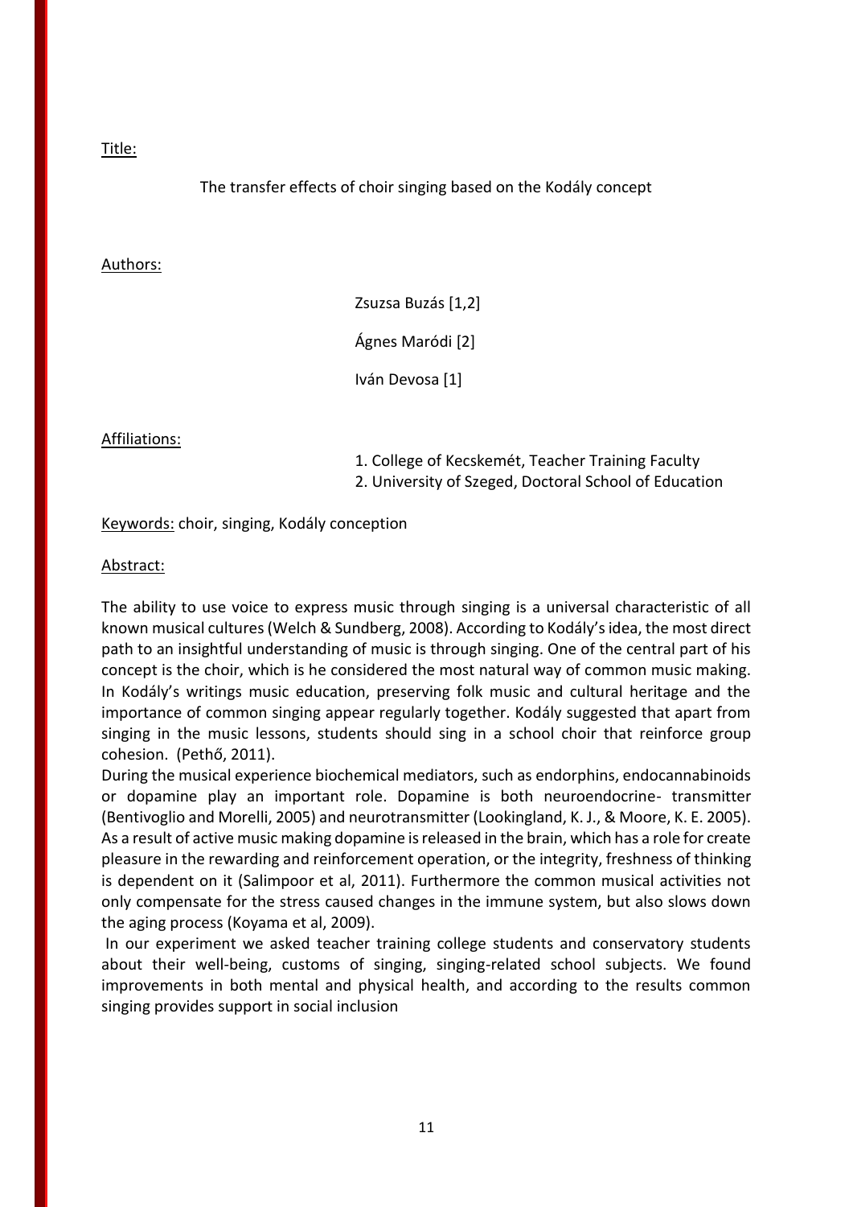Title:

The transfer effects of choir singing based on the Kodály concept

Authors:

Zsuzsa Buzás [1,2]

Ágnes Maródi [2]

Iván Devosa [1]

Affiliations:

1. College of Kecskemét, Teacher Training Faculty
2. University of Szeged, Doctoral School of Education

Keywords: choir, singing, Kodály conception

Abstract:

The ability to use voice to express music through singing is a universal characteristic of all known musical cultures (Welch & Sundberg, 2008). According to Kodály's idea, the most direct path to an insightful understanding of music is through singing. One of the central part of his concept is the choir, which is he considered the most natural way of common music making. In Kodály's writings music education, preserving folk music and cultural heritage and the importance of common singing appear regularly together. Kodály suggested that apart from singing in the music lessons, students should sing in a school choir that reinforce group cohesion. (Pethő, 2011).

During the musical experience biochemical mediators, such as endorphins, endocannabinoids or dopamine play an important role. Dopamine is both neuroendocrine- transmitter (Bentivoglio and Morelli, 2005) and neurotransmitter (Lookingland, K. J., & Moore, K. E. 2005). As a result of active music making dopamine is released in the brain, which has a role for create pleasure in the rewarding and reinforcement operation, or the integrity, freshness of thinking is dependent on it (Salimpoor et al, 2011). Furthermore the common musical activities not only compensate for the stress caused changes in the immune system, but also slows down the aging process (Koyama et al, 2009).

In our experiment we asked teacher training college students and conservatory students about their well-being, customs of singing, singing-related school subjects. We found improvements in both mental and physical health, and according to the results common singing provides support in social inclusion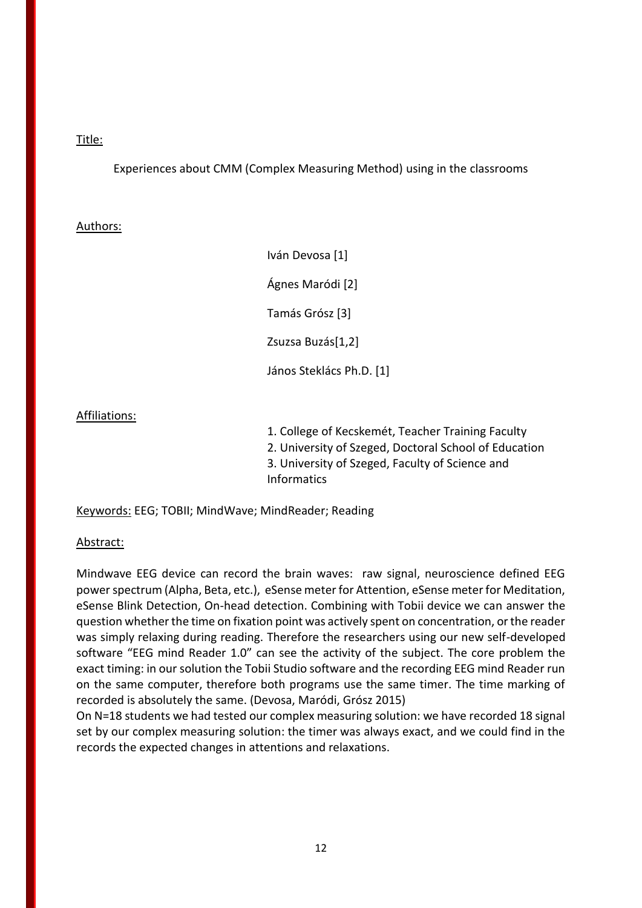Title:

Experiences about CMM (Complex Measuring Method) using in the classrooms

Authors:

Iván Devosa [1]

Ágnes Maródi [2]

Tamás Grósz [3]

Zsuzsa Buzás[1,2]

János Steklács Ph.D. [1]

Affiliations:

1. College of Kecskemét, Teacher Training Faculty
2. University of Szeged, Doctoral School of Education
3. University of Szeged, Faculty of Science and Informatics

Keywords: EEG; TOBII; MindWave; MindReader; Reading

Abstract:

Mindwave EEG device can record the brain waves: raw signal, neuroscience defined EEG power spectrum (Alpha, Beta, etc.), eSense meter for Attention, eSense meter for Meditation, eSense Blink Detection, On-head detection. Combining with Tobii device we can answer the question whether the time on fixation point was actively spent on concentration, or the reader was simply relaxing during reading. Therefore the researchers using our new self-developed software "EEG mind Reader 1.0" can see the activity of the subject. The core problem the exact timing: in our solution the Tobii Studio software and the recording EEG mind Reader run on the same computer, therefore both programs use the same timer. The time marking of recorded is absolutely the same. (Devosa, Maródi, Grósz 2015)

On N=18 students we had tested our complex measuring solution: we have recorded 18 signal set by our complex measuring solution: the timer was always exact, and we could find in the records the expected changes in attentions and relaxations.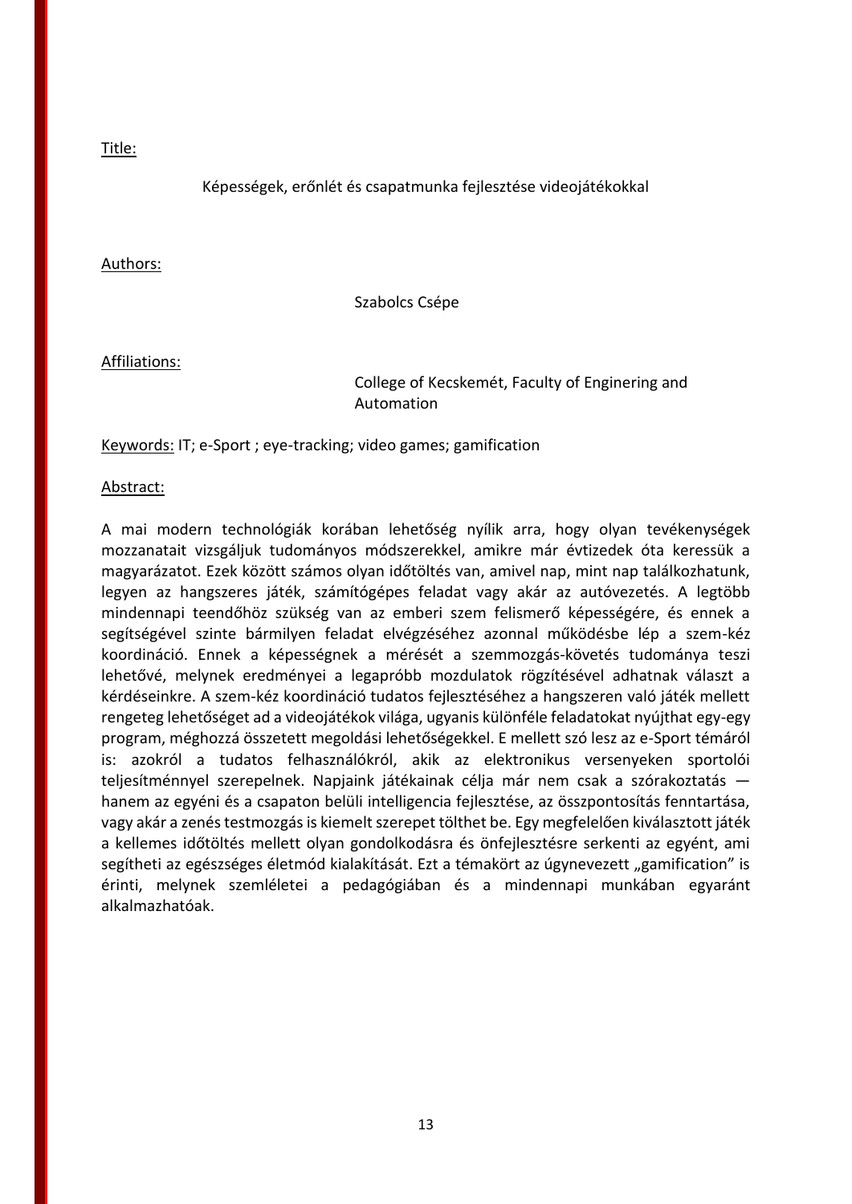<u>Title:</u>

Képességek, erőnlét és csapatmunka fejlesztése videojátékokkal

<u>Authors:</u>

Szabolcs Csépe

<u>Affiliations:</u>

College of Kecskemét, Faculty of Enginering and Automation

<u>Keywords:</u> IT; e-Sport ; eye-tracking; video games; gamification

<u>Abstract:</u>

A mai modern technológiák korában lehetőség nyílik arra, hogy olyan tevékenységek mozzanatait vizsgáljuk tudományos módszerekkel, amikre már évtizedek óta keressük a magyarázatot. Ezek között számos olyan időtöltés van, amivel nap, mint nap találkozhatunk, legyen az hangszeres játék, számítógépes feladat vagy akár az autóvezetés. A legtöbb mindennapi teendőhöz szükség van az emberi szem felismerő képességére, és ennek a segítségével szinte bármilyen feladat elvégzéséhez azonnal működésbe lép a szem-kéz koordináció. Ennek a képességnek a mérését a szemmozgás-követés tudománya teszi lehetővé, melynek eredményei a legapróbb mozdulatok rögzítésével adhatnak választ a kérdéseinkre. A szem-kéz koordináció tudatos fejlesztéséhez a hangszeren való játék mellett rengeteg lehetőséget ad a videojátékok világa, ugyanis különféle feladatokat nyújthat egy-egy program, méghozzá összetett megoldási lehetőségekkel. E mellett szó lesz az e-Sport témáról is: azokról a tudatos felhasználókról, akik az elektronikus versenyeken sportolói teljesítménnyel szerepelnek. Napjaink játékainak célja már nem csak a szórakoztatás — hanem az egyéni és a csapaton belüli intelligencia fejlesztése, az összpontosítás fenntartása, vagy akár a zenés testmozgás is kiemelt szerepet tölthet be. Egy megfelelően kiválasztott játék a kellemes időtöltés mellett olyan gondolkodásra és önfejlesztésre serkenti az egyént, ami segítheti az egészséges életmód kialakítását. Ezt a témakört az úgynevezett „gamification” is érinti, melynek szemléletei a pedagógiában és a mindennapi munkában egyaránt alkalmazhatóak.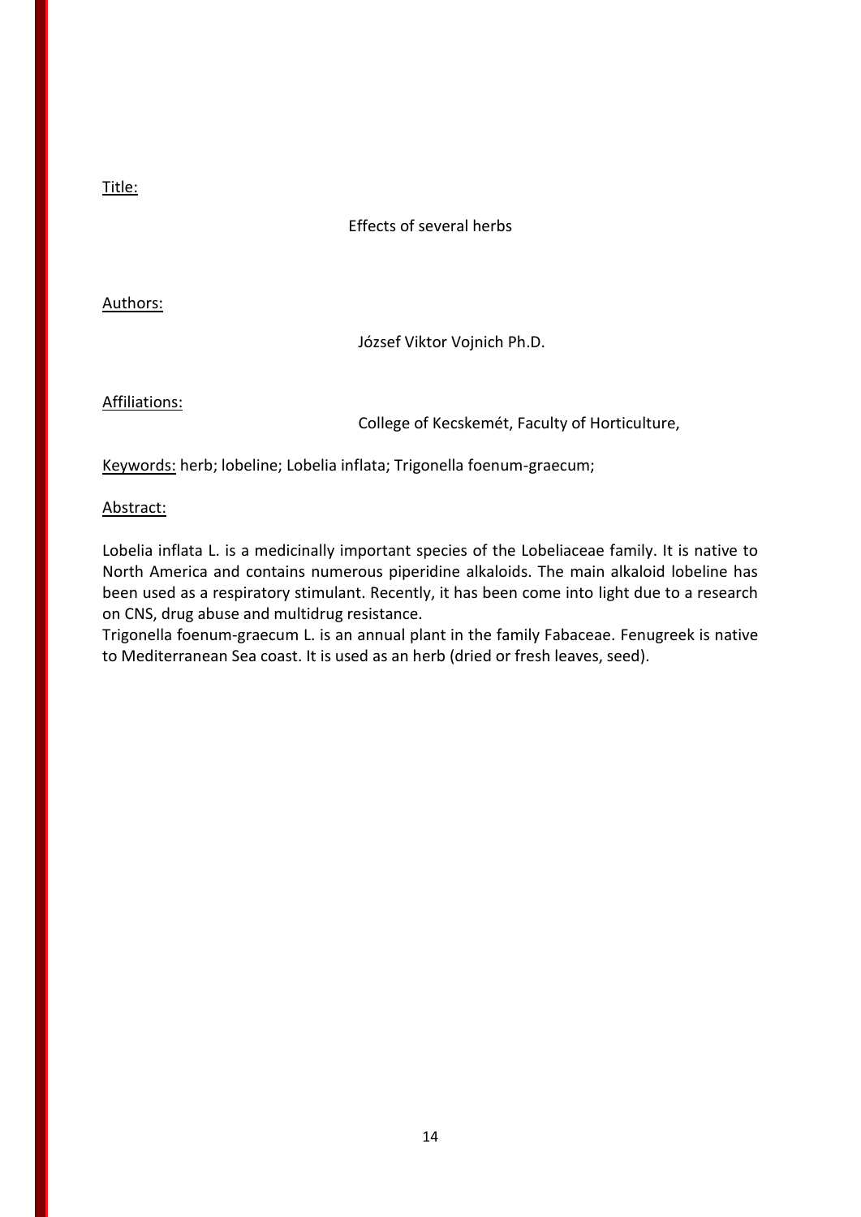Title:

Effects of several herbs

Authors:

József Viktor Vojnich Ph.D.

Affiliations:

College of Kecskemét, Faculty of Horticulture,

Keywords: herb; lobeline; Lobelia inflata; Trigonella foenum-graecum;

Abstract:

Lobelia inflata L. is a medicinally important species of the Lobeliaceae family. It is native to North America and contains numerous piperidine alkaloids. The main alkaloid lobeline has been used as a respiratory stimulant. Recently, it has been come into light due to a research on CNS, drug abuse and multidrug resistance.

Trigonella foenum-graecum L. is an annual plant in the family Fabaceae. Fenugreek is native to Mediterranean Sea coast. It is used as an herb (dried or fresh leaves, seed).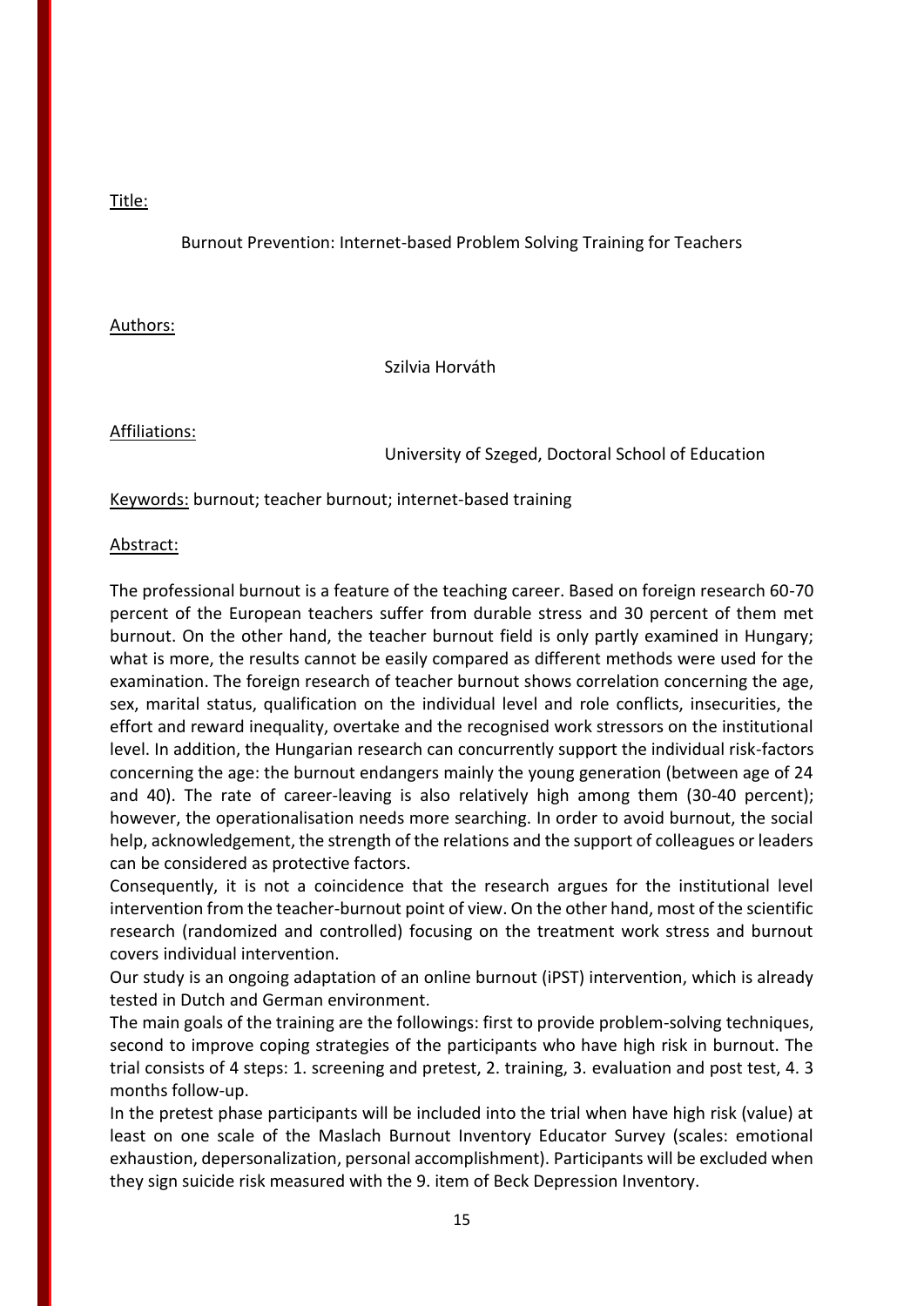Title:

Burnout Prevention: Internet-based Problem Solving Training for Teachers

Authors:

Szilvia Horváth

Affiliations:

University of Szeged, Doctoral School of Education

Keywords: burnout; teacher burnout; internet-based training

Abstract:

The professional burnout is a feature of the teaching career. Based on foreign research 60-70 percent of the European teachers suffer from durable stress and 30 percent of them met burnout. On the other hand, the teacher burnout field is only partly examined in Hungary; what is more, the results cannot be easily compared as different methods were used for the examination. The foreign research of teacher burnout shows correlation concerning the age, sex, marital status, qualification on the individual level and role conflicts, insecurities, the effort and reward inequality, overtake and the recognised work stressors on the institutional level. In addition, the Hungarian research can concurrently support the individual risk-factors concerning the age: the burnout endangers mainly the young generation (between age of 24 and 40). The rate of career-leaving is also relatively high among them (30-40 percent); however, the operationalisation needs more searching. In order to avoid burnout, the social help, acknowledgement, the strength of the relations and the support of colleagues or leaders can be considered as protective factors.

Consequently, it is not a coincidence that the research argues for the institutional level intervention from the teacher-burnout point of view. On the other hand, most of the scientific research (randomized and controlled) focusing on the treatment work stress and burnout covers individual intervention.

Our study is an ongoing adaptation of an online burnout (iPST) intervention, which is already tested in Dutch and German environment.

The main goals of the training are the followings: first to provide problem-solving techniques, second to improve coping strategies of the participants who have high risk in burnout. The trial consists of 4 steps: 1. screening and pretest, 2. training, 3. evaluation and post test, 4. 3 months follow-up.

In the pretest phase participants will be included into the trial when have high risk (value) at least on one scale of the Maslach Burnout Inventory Educator Survey (scales: emotional exhaustion, depersonalization, personal accomplishment). Participants will be excluded when they sign suicide risk measured with the 9. item of Beck Depression Inventory.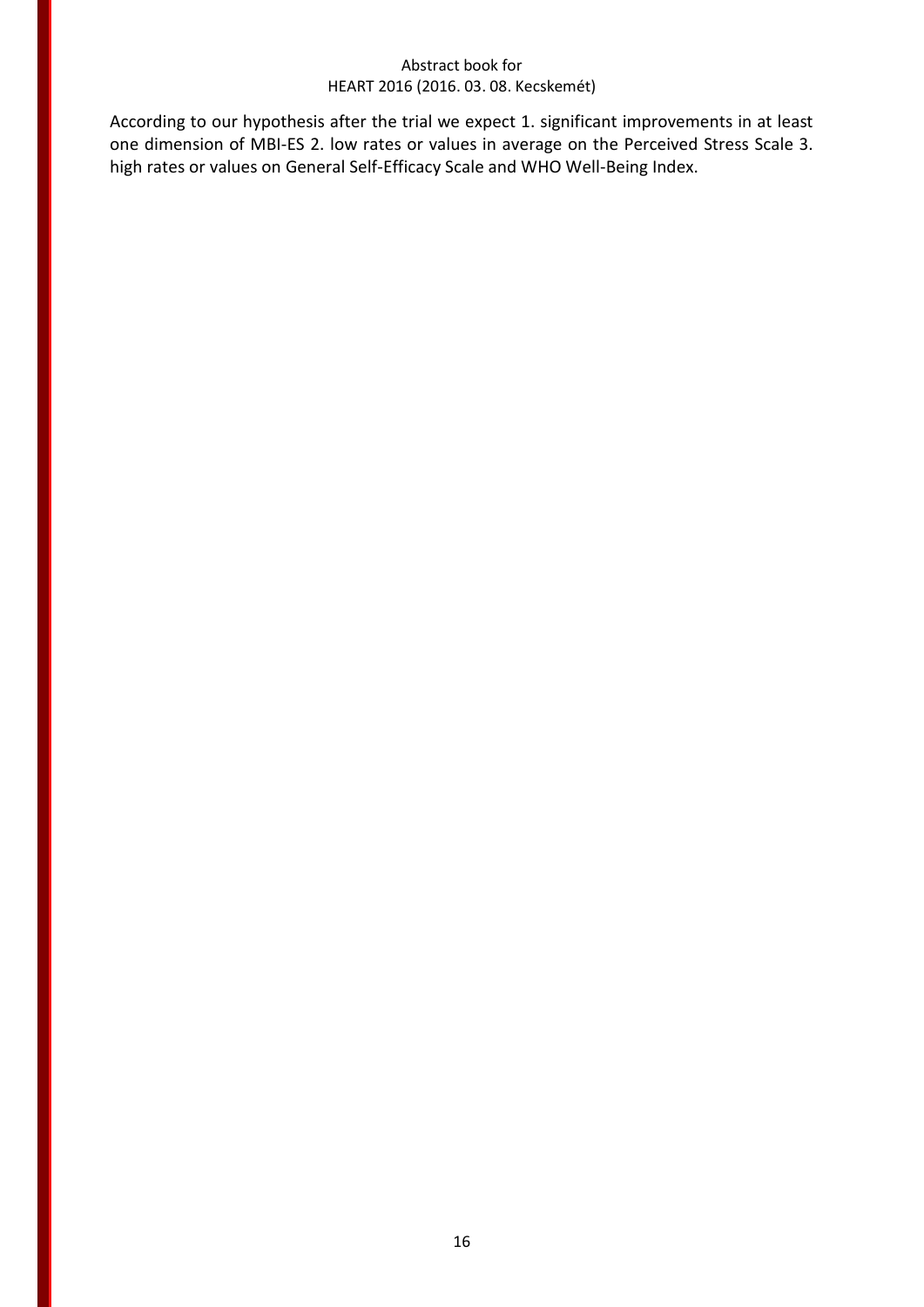According to our hypothesis after the trial we expect 1. significant improvements in at least one dimension of MBI-ES 2. low rates or values in average on the Perceived Stress Scale 3. high rates or values on General Self-Efficacy Scale and WHO Well-Being Index.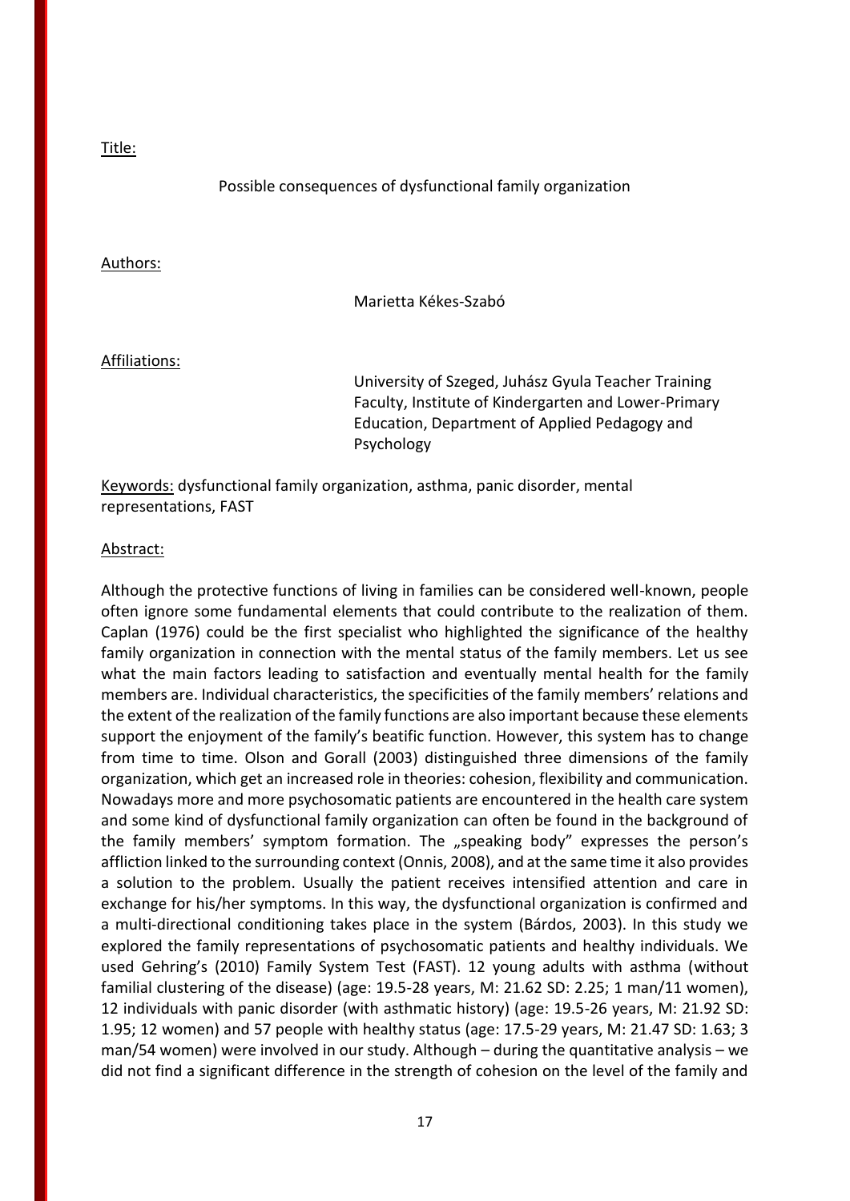Title:

Possible consequences of dysfunctional family organization

Authors:

Marietta Kékes-Szabó

Affiliations:

University of Szeged, Juhász Gyula Teacher Training Faculty, Institute of Kindergarten and Lower-Primary Education, Department of Applied Pedagogy and Psychology

Keywords: dysfunctional family organization, asthma, panic disorder, mental representations, FAST

Abstract:

Although the protective functions of living in families can be considered well-known, people often ignore some fundamental elements that could contribute to the realization of them. Caplan (1976) could be the first specialist who highlighted the significance of the healthy family organization in connection with the mental status of the family members. Let us see what the main factors leading to satisfaction and eventually mental health for the family members are. Individual characteristics, the specificities of the family members' relations and the extent of the realization of the family functions are also important because these elements support the enjoyment of the family's beatific function. However, this system has to change from time to time. Olson and Gorall (2003) distinguished three dimensions of the family organization, which get an increased role in theories: cohesion, flexibility and communication. Nowadays more and more psychosomatic patients are encountered in the health care system and some kind of dysfunctional family organization can often be found in the background of the family members' symptom formation. The „speaking body" expresses the person's affliction linked to the surrounding context (Onnis, 2008), and at the same time it also provides a solution to the problem. Usually the patient receives intensified attention and care in exchange for his/her symptoms. In this way, the dysfunctional organization is confirmed and a multi-directional conditioning takes place in the system (Bárdos, 2003). In this study we explored the family representations of psychosomatic patients and healthy individuals. We used Gehring's (2010) Family System Test (FAST). 12 young adults with asthma (without familial clustering of the disease) (age: 19.5-28 years, M: 21.62 SD: 2.25; 1 man/11 women), 12 individuals with panic disorder (with asthmatic history) (age: 19.5-26 years, M: 21.92 SD: 1.95; 12 women) and 57 people with healthy status (age: 17.5-29 years, M: 21.47 SD: 1.63; 3 man/54 women) were involved in our study. Although – during the quantitative analysis – we did not find a significant difference in the strength of cohesion on the level of the family and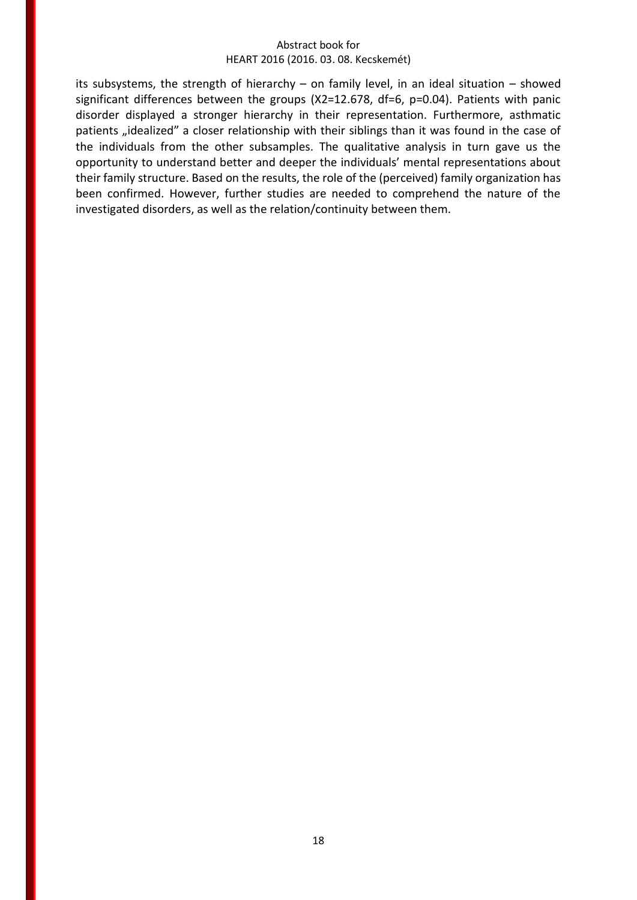its subsystems, the strength of hierarchy – on family level, in an ideal situation – showed significant differences between the groups ($X2=12.678$, $df=6$, $p=0.04$). Patients with panic disorder displayed a stronger hierarchy in their representation. Furthermore, asthmatic patients „idealized" a closer relationship with their siblings than it was found in the case of the individuals from the other subsamples. The qualitative analysis in turn gave us the opportunity to understand better and deeper the individuals' mental representations about their family structure. Based on the results, the role of the (perceived) family organization has been confirmed. However, further studies are needed to comprehend the nature of the investigated disorders, as well as the relation/continuity between them.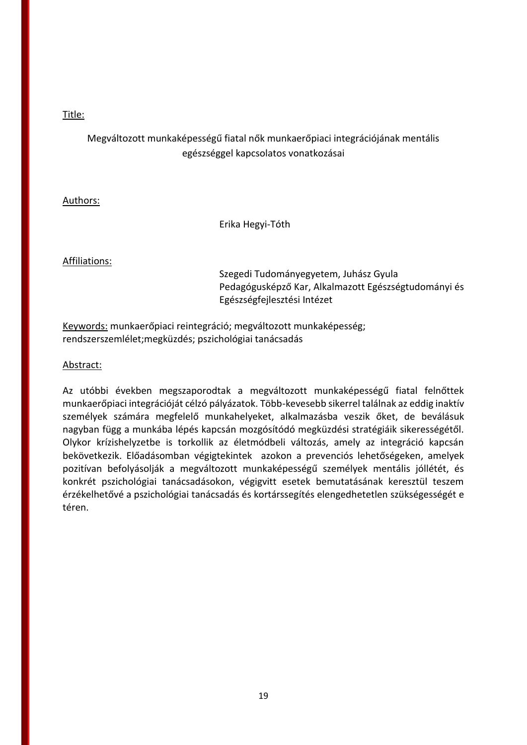Title:

Megváltozott munkaképességű fiatal nők munkaerőpiaci integrációjának mentális egészséggel kapcsolatos vonatkozásai

Authors:

Erika Hegyi-Tóth

Affiliations:

Szegedi Tudományegyetem, Juhász Gyula Pedagógusképző Kar, Alkalmazott Egészségtudományi és Egészségfejlesztési Intézet

Keywords: munkaerőpiaci reintegráció; megváltozott munkaképesség; rendszerszemlélet;megküzdés; pszichológiai tanácsadás

Abstract:

Az utóbbi években megszaporodtak a megváltozott munkaképességű fiatal felnőttek munkaerőpiaci integrációját célzó pályázatok. Több-kevesebb sikerrel találnak az eddig inaktív személyek számára megfelelő munkahelyeket, alkalmazásba veszik őket, de beválásuk nagyban függ a munkába lépés kapcsán mozgósítódó megküzdési stratégiáik sikerességétől. Olykor krízishelyzetbe is torkollik az életmódbeli változás, amely az integráció kapcsán bekövetkezik. Előadásomban végigtekintek azokon a prevenciós lehetőségeken, amelyek pozitívan befolyásolják a megváltozott munkaképességű személyek mentális jóllétét, és konkrét pszichológiai tanácsadásokon, végigvitt esetek bemutatásának keresztül teszem érzékelhetővé a pszichológiai tanácsadás és kortárssegítés elengedhetetlen szükségességét e téren.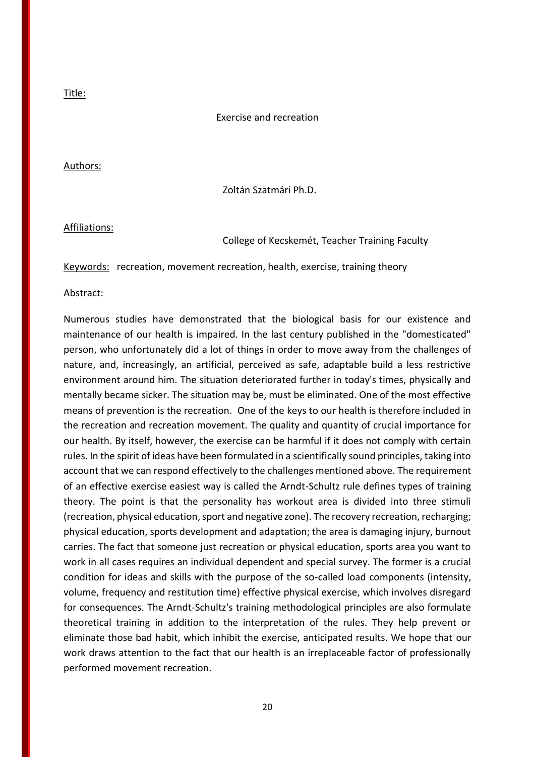Title:

Exercise and recreation

Authors:

Zoltán Szatmári Ph.D.

Affiliations:

College of Kecskemét, Teacher Training Faculty

Keywords: recreation, movement recreation, health, exercise, training theory

Abstract:

Numerous studies have demonstrated that the biological basis for our existence and maintenance of our health is impaired. In the last century published in the "domesticated" person, who unfortunately did a lot of things in order to move away from the challenges of nature, and, increasingly, an artificial, perceived as safe, adaptable build a less restrictive environment around him. The situation deteriorated further in today's times, physically and mentally became sicker. The situation may be, must be eliminated. One of the most effective means of prevention is the recreation. One of the keys to our health is therefore included in the recreation and recreation movement. The quality and quantity of crucial importance for our health. By itself, however, the exercise can be harmful if it does not comply with certain rules. In the spirit of ideas have been formulated in a scientifically sound principles, taking into account that we can respond effectively to the challenges mentioned above. The requirement of an effective exercise easiest way is called the Arndt-Schultz rule defines types of training theory. The point is that the personality has workout area is divided into three stimuli (recreation, physical education, sport and negative zone). The recovery recreation, recharging; physical education, sports development and adaptation; the area is damaging injury, burnout carries. The fact that someone just recreation or physical education, sports area you want to work in all cases requires an individual dependent and special survey. The former is a crucial condition for ideas and skills with the purpose of the so-called load components (intensity, volume, frequency and restitution time) effective physical exercise, which involves disregard for consequences. The Arndt-Schultz's training methodological principles are also formulate theoretical training in addition to the interpretation of the rules. They help prevent or eliminate those bad habit, which inhibit the exercise, anticipated results. We hope that our work draws attention to the fact that our health is an irreplaceable factor of professionally performed movement recreation.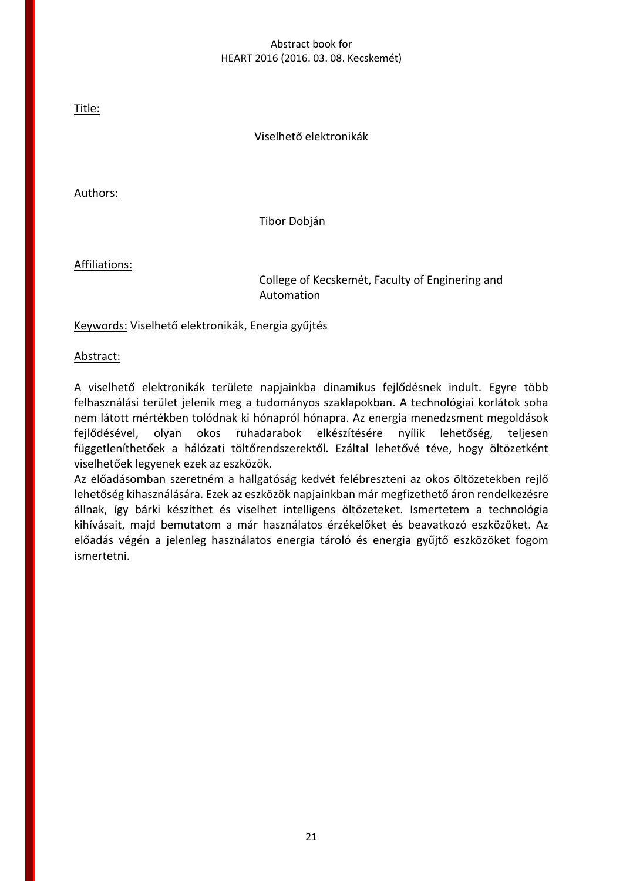Title:

Viselhető elektronikák

Authors:

Tibor Dobján

Affiliations:

College of Kecskemét, Faculty of Enginering and Automation

Keywords: Viselhető elektronikák, Energia gyűjtés

Abstract:

A viselhető elektronikák területe napjainkba dinamikus fejlődésnek indult. Egyre több felhasználási terület jelenik meg a tudományos szaklapokban. A technológiai korlátok soha nem látott mértékben tolódnak ki hónapról hónapra. Az energia menedzsment megoldások fejlődésével, olyan okos ruhadarabok elkészítésére nyílik lehetőség, teljesen függetleníthetőek a hálózati töltőrendszerektől. Ezáltal lehetővé téve, hogy öltözetként viselhetőek legyenek ezek az eszközök.

Az előadásomban szeretném a hallgatóság kedvét felébreszteni az okos öltözetekben rejlő lehetőség kihasználására. Ezek az eszközök napjainkban már megfizethető áron rendelkezésre állnak, így bárki készíthet és viselhet intelligens öltözeteket. Ismertetem a technológia kihívásait, majd bemutatom a már használatos érzékelőket és beavatkozó eszközöket. Az előadás végén a jelenleg használatos energia tároló és energia gyűjtő eszközöket fogom ismertetni.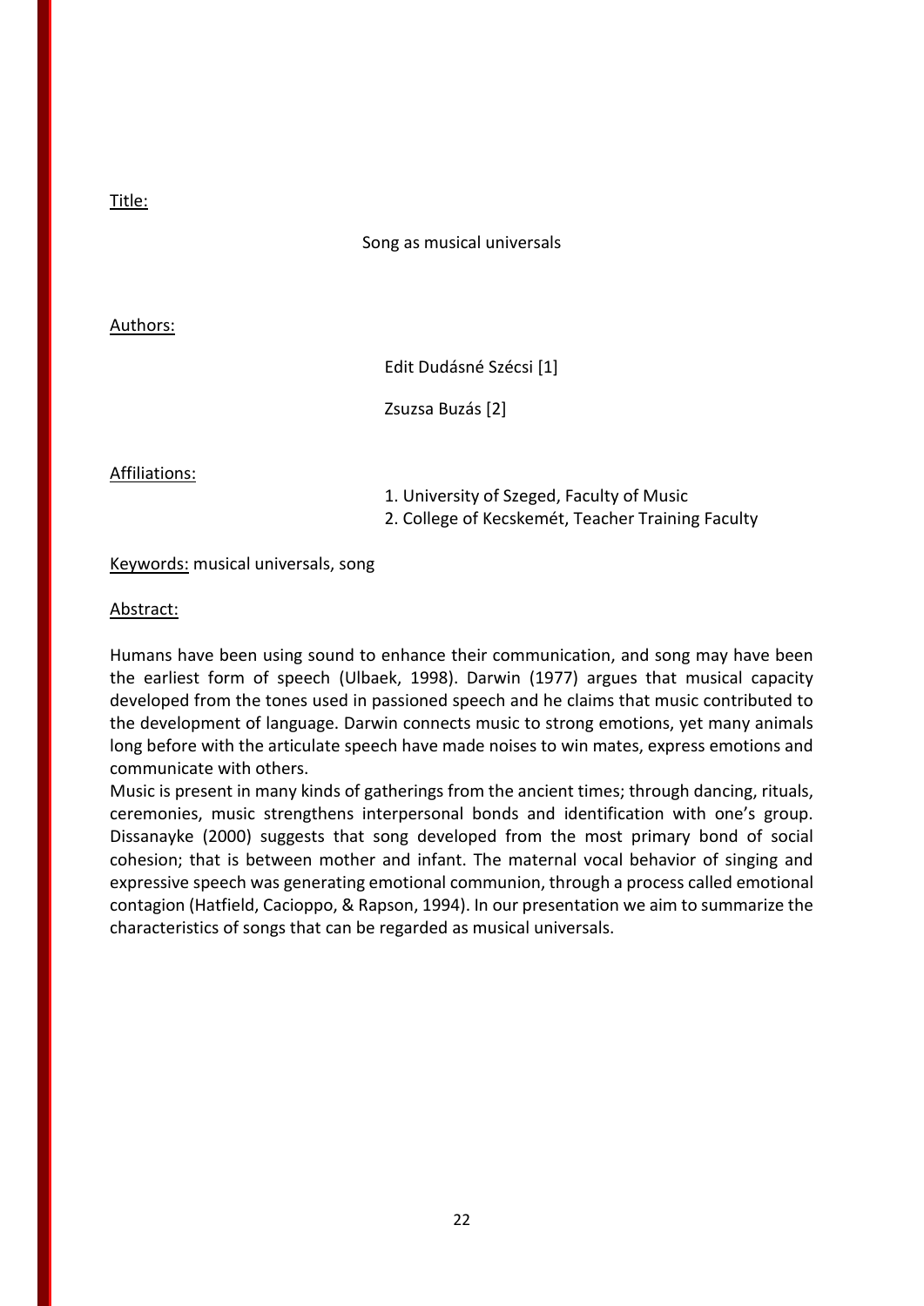Title:

Song as musical universals

Authors:

Edit Dudásné Szécsi [1]

Zsuzsa Buzás [2]

Affiliations:

1. University of Szeged, Faculty of Music
2. College of Kecskemét, Teacher Training Faculty

Keywords: musical universals, song

Abstract:

Humans have been using sound to enhance their communication, and song may have been the earliest form of speech (Ulbaek, 1998). Darwin (1977) argues that musical capacity developed from the tones used in passioned speech and he claims that music contributed to the development of language. Darwin connects music to strong emotions, yet many animals long before with the articulate speech have made noises to win mates, express emotions and communicate with others.

Music is present in many kinds of gatherings from the ancient times; through dancing, rituals, ceremonies, music strengthens interpersonal bonds and identification with one's group. Dissanayke (2000) suggests that song developed from the most primary bond of social cohesion; that is between mother and infant. The maternal vocal behavior of singing and expressive speech was generating emotional communion, through a process called emotional contagion (Hatfield, Cacioppo, & Rapson, 1994). In our presentation we aim to summarize the characteristics of songs that can be regarded as musical universals.